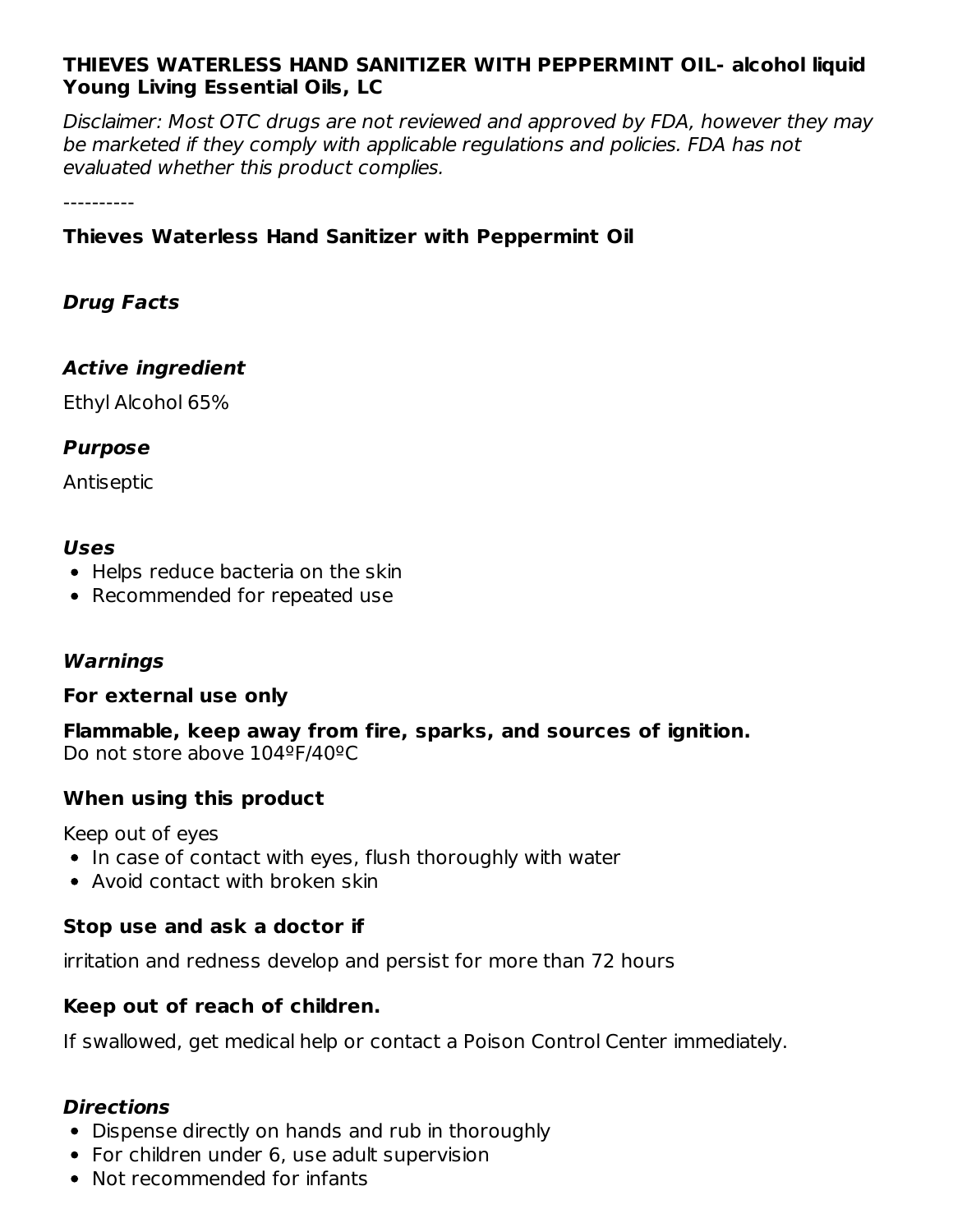**THIEVES WATERLESS HAND SANITIZER WITH PEPPERMINT OIL- alcohol liquid**
**Young Living Essential Oils, LC**

*Disclaimer: Most OTC drugs are not reviewed and approved by FDA, however they may be marketed if they comply with applicable regulations and policies. FDA has not evaluated whether this product complies.*

----------

**Thieves Waterless Hand Sanitizer with Peppermint Oil**

### *Drug Facts*

### *Active ingredient*

Ethyl Alcohol 65%

### *Purpose*

Antiseptic

### *Uses*

- Helps reduce bacteria on the skin
- Recommended for repeated use

### *Warnings*

**For external use only**

**Flammable, keep away from fire, sparks, and sources of ignition.**
Do not store above 104ºF/40ºC

**When using this product**

Keep out of eyes

- In case of contact with eyes, flush thoroughly with water
- Avoid contact with broken skin

**Stop use and ask a doctor if**

irritation and redness develop and persist for more than 72 hours

**Keep out of reach of children.**

If swallowed, get medical help or contact a Poison Control Center immediately.

### *Directions*

- Dispense directly on hands and rub in thoroughly
- For children under 6, use adult supervision
- Not recommended for infants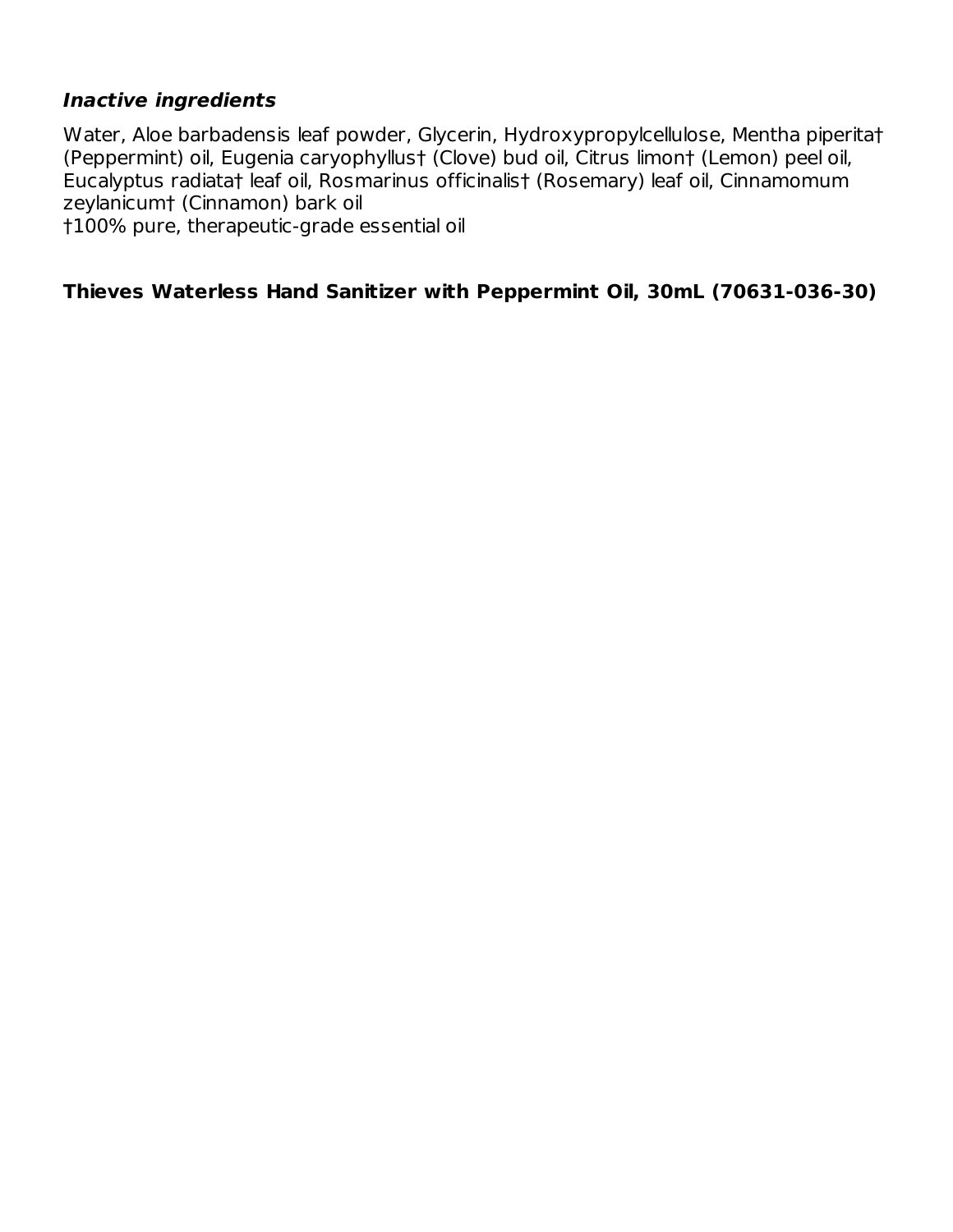### *Inactive ingredients*

Water, Aloe barbadensis leaf powder, Glycerin, Hydroxypropylcellulose, Mentha piperita† (Peppermint) oil, Eugenia caryophyllus† (Clove) bud oil, Citrus limon† (Lemon) peel oil, Eucalyptus radiata† leaf oil, Rosmarinus officinalis† (Rosemary) leaf oil, Cinnamomum zeylanicum† (Cinnamon) bark oil
†100% pure, therapeutic-grade essential oil

**Thieves Waterless Hand Sanitizer with Peppermint Oil, 30mL (70631-036-30)**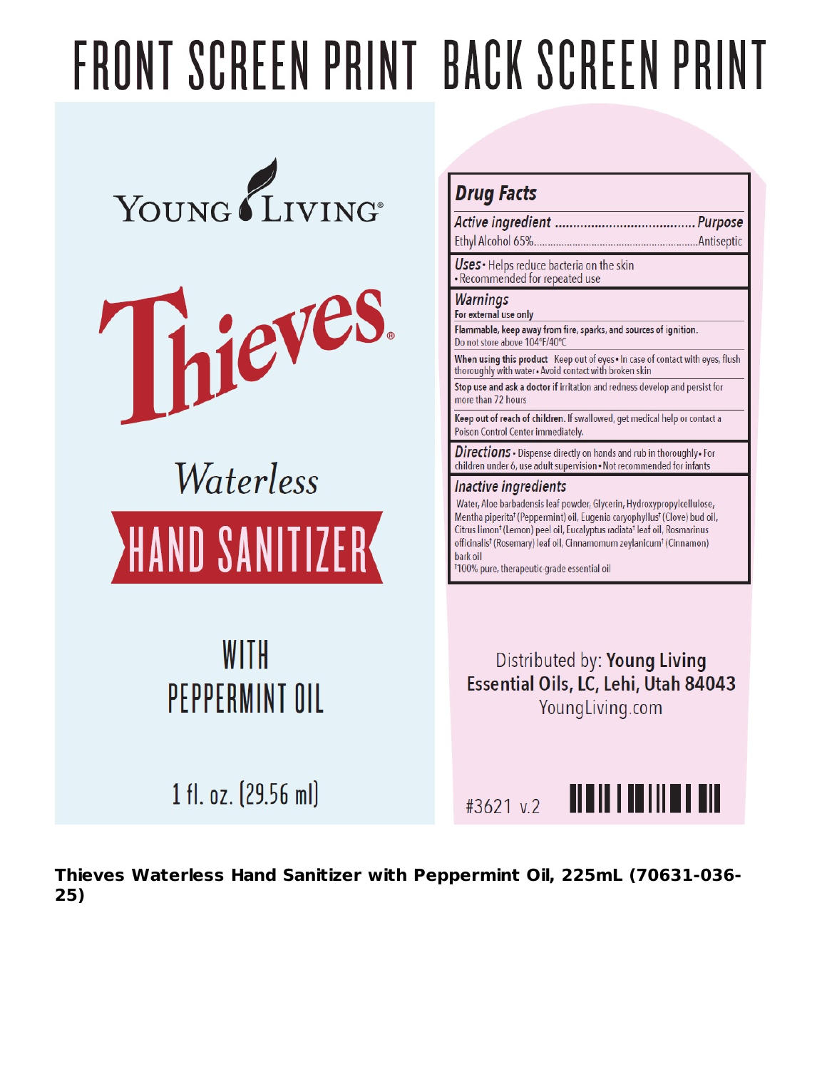# FRONT SCREEN PRINT BACK SCREEN PRINT

YOUNG LIVING®

Thieves®

Waterless

HAND SANITIZER

WITH PEPPERMINT OIL

1 fl. oz. (29.56 ml)

## Drug Facts

| *Active ingredient* | *Purpose* |
|---|---|
| Ethyl Alcohol 65% | Antiseptic |

***Uses*** • Helps reduce bacteria on the skin • Recommended for repeated use

***Warnings***

**For external use only**

**Flammable, keep away from fire, sparks, and sources of ignition.** Do not store above 104°F/40°C

**When using this product** Keep out of eyes • In case of contact with eyes, flush thoroughly with water • Avoid contact with broken skin

**Stop use and ask a doctor if** irritation and redness develop and persist for more than 72 hours

**Keep out of reach of children.** If swallowed, get medical help or contact a Poison Control Center immediately.

***Directions*** • Dispense directly on hands and rub in thoroughly • For children under 6, use adult supervision • Not recommended for infants

***Inactive ingredients***

Water, Aloe barbadensis leaf powder, Glycerin, Hydroxypropylcellulose, Mentha piperita† (Peppermint) oil, Eugenia caryophyllus† (Clove) bud oil, Citrus limon† (Lemon) peel oil, Eucalyptus radiata† leaf oil, Rosmarinus officinalis† (Rosemary) leaf oil, Cinnamomum zeylanicum† (Cinnamon) bark oil

†100% pure, therapeutic-grade essential oil

Distributed by: **Young Living Essential Oils, LC, Lehi, Utah 84043**
YoungLiving.com

#3621 v.2

**Thieves Waterless Hand Sanitizer with Peppermint Oil, 225mL (70631-036-25)**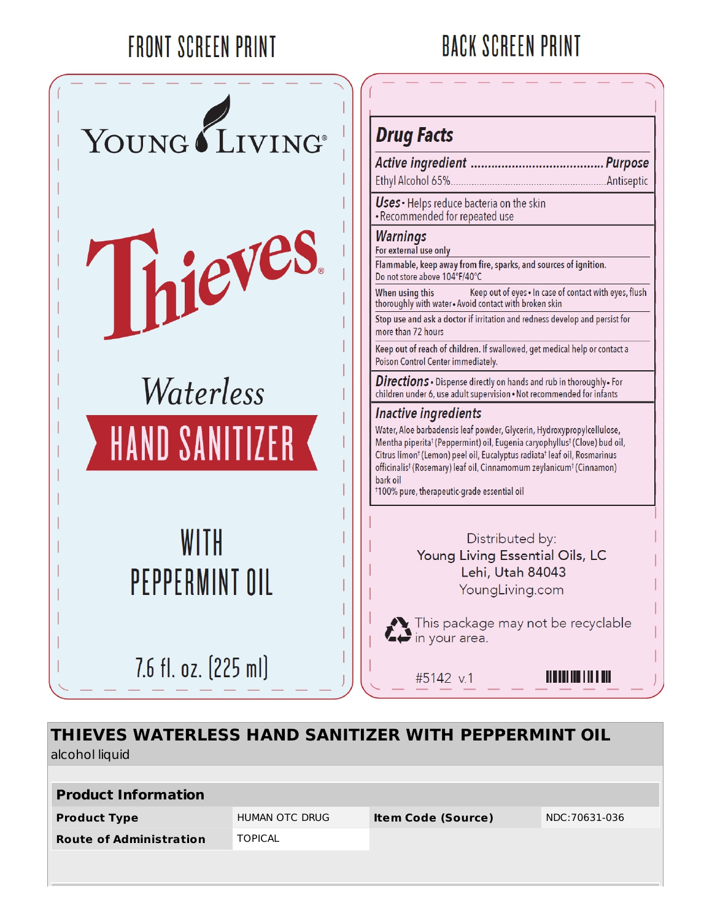## FRONT SCREEN PRINT

YOUNG LIVING®

# Thieves®

*Waterless*

**HAND SANITIZER**

WITH PEPPERMINT OIL

7.6 fl. oz. (225 ml)

## BACK SCREEN PRINT

### Drug Facts

***Active ingredient*** ........................................ ***Purpose***

Ethyl Alcohol 65%.............................................................Antiseptic

***Uses*** • Helps reduce bacteria on the skin • Recommended for repeated use

***Warnings***

**For external use only**

**Flammable, keep away from fire, sparks, and sources of ignition.** Do not store above 104°F/40°C

**When using this** Keep out of eyes • In case of contact with eyes, flush thoroughly with water • Avoid contact with broken skin

**Stop use and ask a doctor** if irritation and redness develop and persist for more than 72 hours

**Keep out of reach of children.** If swallowed, get medical help or contact a Poison Control Center immediately.

***Directions*** • Dispense directly on hands and rub in thoroughly • For children under 6, use adult supervision • Not recommended for infants

***Inactive ingredients***

Water, Aloe barbadensis leaf powder, Glycerin, Hydroxypropylcellulose, Mentha piperita† (Peppermint) oil, Eugenia caryophyllus† (Clove) bud oil, Citrus limon† (Lemon) peel oil, Eucalyptus radiata† leaf oil, Rosmarinus officinalis† (Rosemary) leaf oil, Cinnamomum zeylanicum† (Cinnamon) bark oil

†100% pure, therapeutic-grade essential oil

Distributed by:
Young Living Essential Oils, LC
Lehi, Utah 84043
YoungLiving.com

This package may not be recyclable in your area.

#5142 v.1

## THIEVES WATERLESS HAND SANITIZER WITH PEPPERMINT OIL

alcohol liquid

| Product Information | | | |
|---|---|---|---|
| **Product Type** | HUMAN OTC DRUG | **Item Code (Source)** | NDC:70631-036 |
| **Route of Administration** | TOPICAL | | |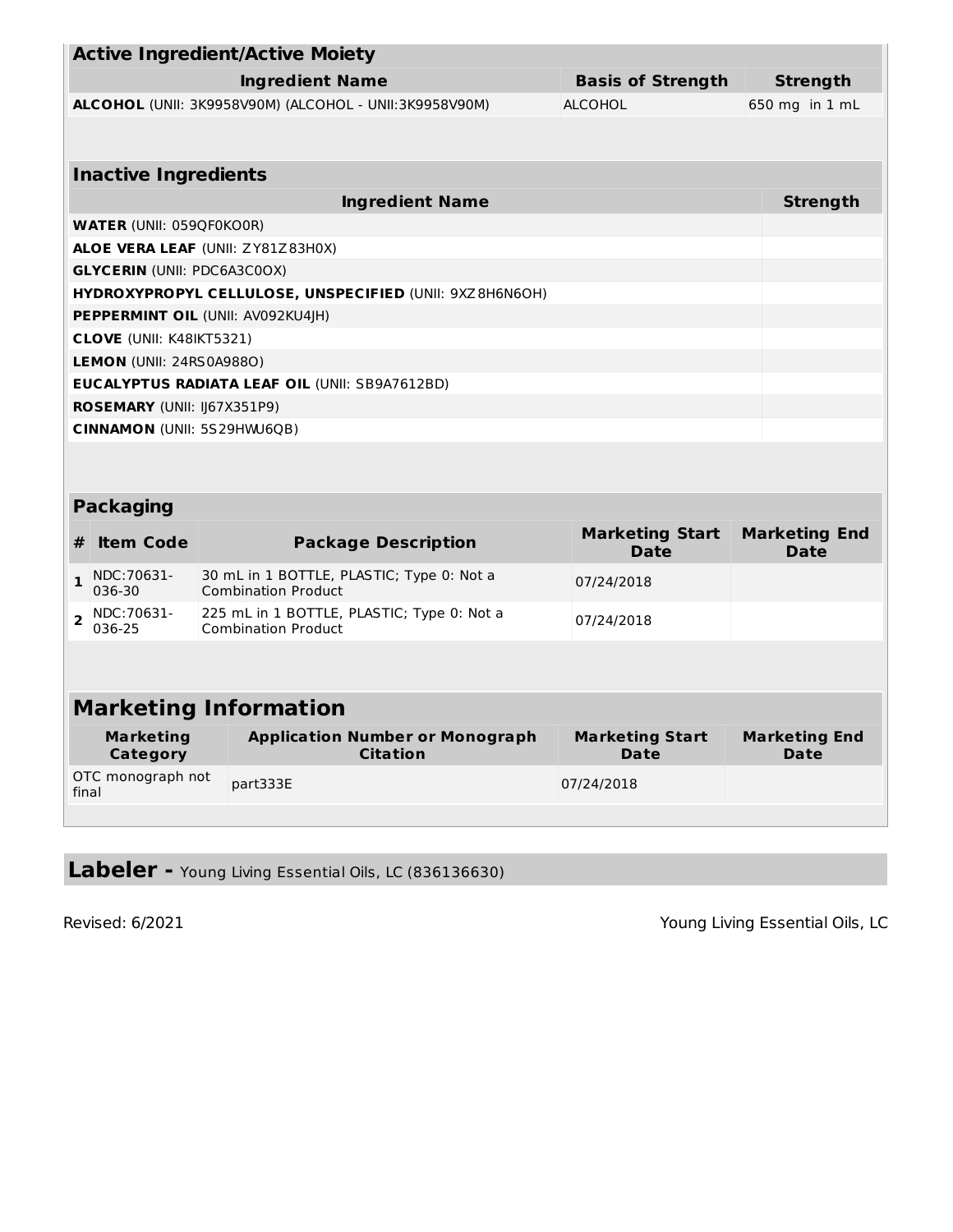### Active Ingredient/Active Moiety

| Ingredient Name | Basis of Strength | Strength |
|---|---|---|
| **ALCOHOL** (UNII: 3K9958V90M) (ALCOHOL - UNII:3K9958V90M) | ALCOHOL | 650 mg in 1 mL |

### Inactive Ingredients

| Ingredient Name | Strength |
|---|---|
| **WATER** (UNII: 059QF0KO0R) | |
| **ALOE VERA LEAF** (UNII: ZY81Z83H0X) | |
| **GLYCERIN** (UNII: PDC6A3C0OX) | |
| **HYDROXYPROPYL CELLULOSE, UNSPECIFIED** (UNII: 9XZ8H6N6OH) | |
| **PEPPERMINT OIL** (UNII: AV092KU4JH) | |
| **CLOVE** (UNII: K48IKT5321) | |
| **LEMON** (UNII: 24RS0A988O) | |
| **EUCALYPTUS RADIATA LEAF OIL** (UNII: SB9A7612BD) | |
| **ROSEMARY** (UNII: IJ67X351P9) | |
| **CINNAMON** (UNII: 5S29HWU6QB) | |

### Packaging

| # | Item Code | Package Description | Marketing Start Date | Marketing End Date |
|---|---|---|---|---|
| 1 | NDC:70631-036-30 | 30 mL in 1 BOTTLE, PLASTIC; Type 0: Not a Combination Product | 07/24/2018 | |
| 2 | NDC:70631-036-25 | 225 mL in 1 BOTTLE, PLASTIC; Type 0: Not a Combination Product | 07/24/2018 | |

## Marketing Information

| Marketing Category | Application Number or Monograph Citation | Marketing Start Date | Marketing End Date |
|---|---|---|---|
| OTC monograph not final | part333E | 07/24/2018 | |

## Labeler - Young Living Essential Oils, LC (836136630)

Revised: 6/2021

Young Living Essential Oils, LC